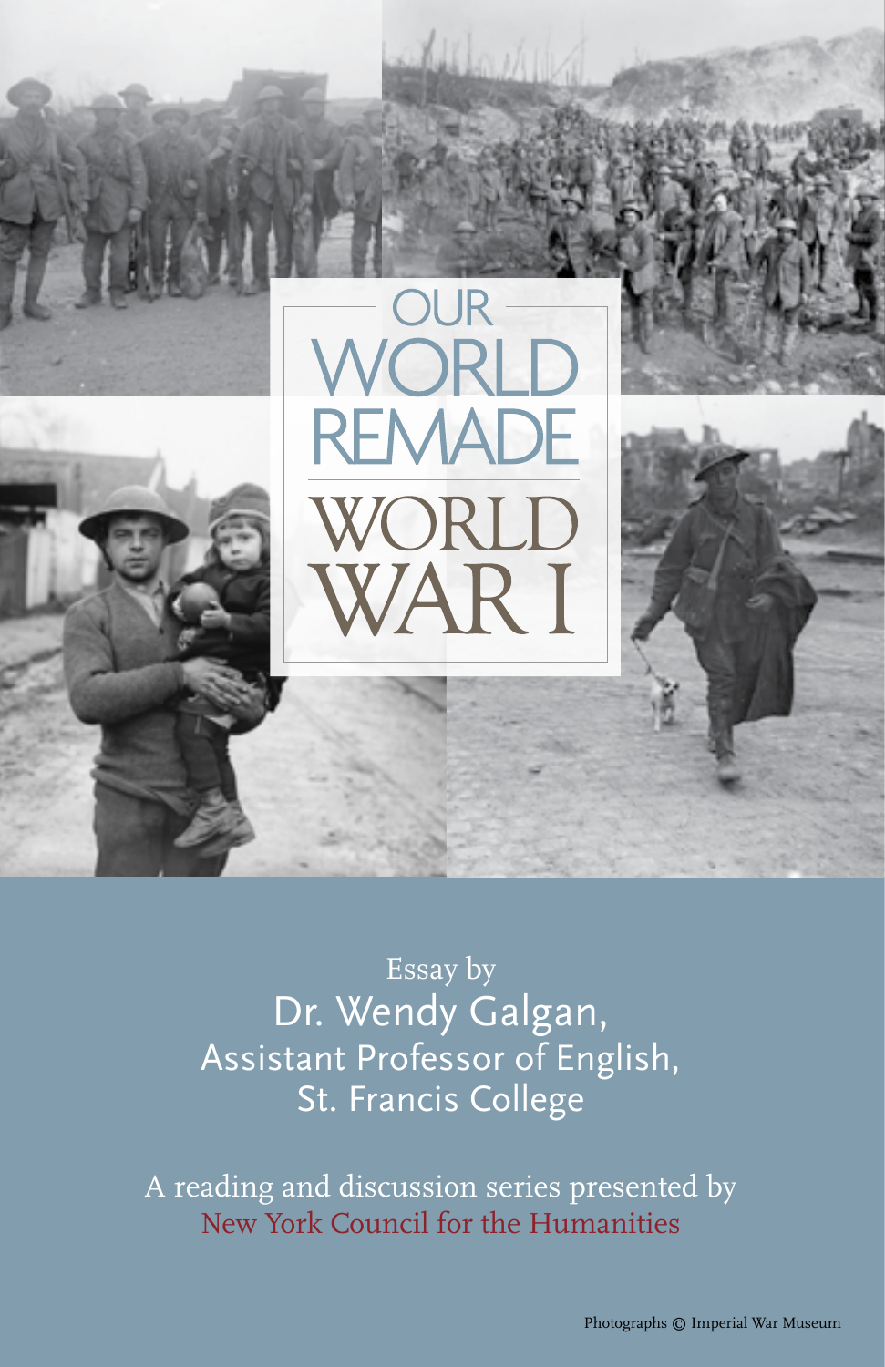# OUR WORLD REMADE

# WORLD WAR I

Essay by

Dr. Wendy Galgan,
Assistant Professor of English,
St. Francis College

A reading and discussion series presented by
New York Council for the Humanities

Photographs © Imperial War Museum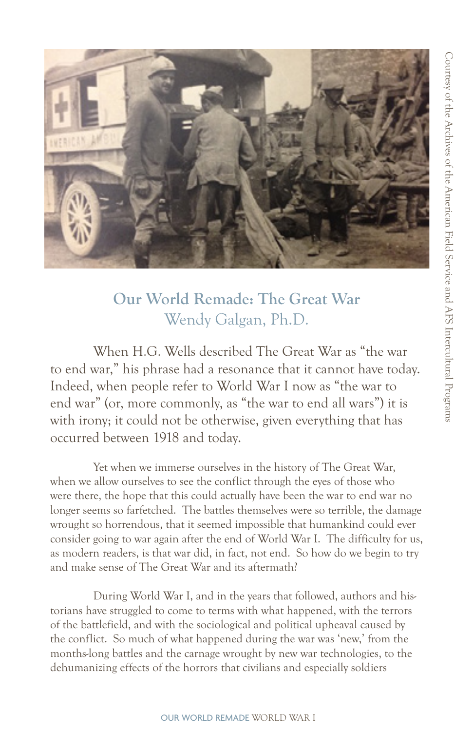Courtesy of the Archives of the American Field Service and AFS Intercultural Programs

## Our World Remade: The Great War

Wendy Galgan, Ph.D.

When H.G. Wells described The Great War as "the war to end war," his phrase had a resonance that it cannot have today. Indeed, when people refer to World War I now as "the war to end war" (or, more commonly, as "the war to end all wars") it is with irony; it could not be otherwise, given everything that has occurred between 1918 and today.

Yet when we immerse ourselves in the history of The Great War, when we allow ourselves to see the conflict through the eyes of those who were there, the hope that this could actually have been the war to end war no longer seems so farfetched. The battles themselves were so terrible, the damage wrought so horrendous, that it seemed impossible that humankind could ever consider going to war again after the end of World War I. The difficulty for us, as modern readers, is that war did, in fact, not end. So how do we begin to try and make sense of The Great War and its aftermath?

During World War I, and in the years that followed, authors and historians have struggled to come to terms with what happened, with the terrors of the battlefield, and with the sociological and political upheaval caused by the conflict. So much of what happened during the war was 'new,' from the months-long battles and the carnage wrought by new war technologies, to the dehumanizing effects of the horrors that civilians and especially soldiers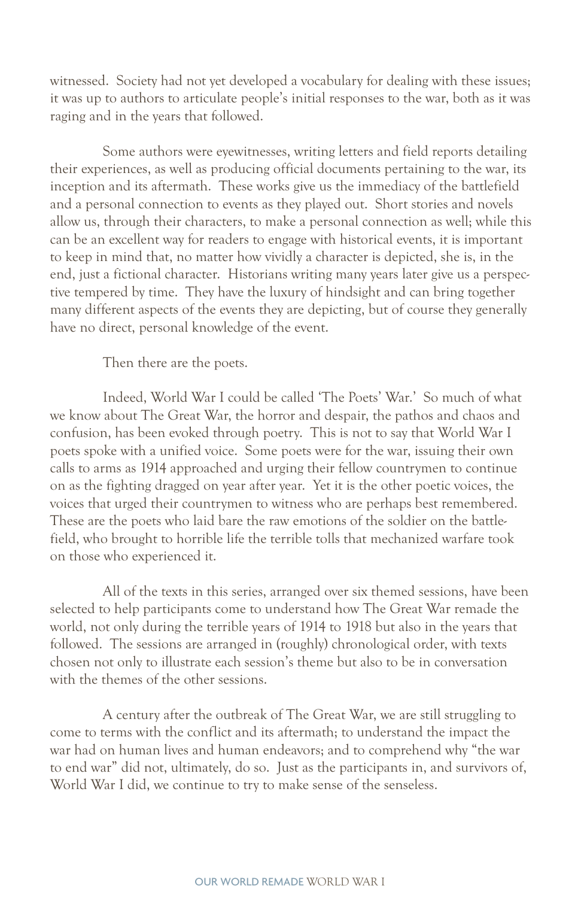witnessed. Society had not yet developed a vocabulary for dealing with these issues; it was up to authors to articulate people's initial responses to the war, both as it was raging and in the years that followed.

Some authors were eyewitnesses, writing letters and field reports detailing their experiences, as well as producing official documents pertaining to the war, its inception and its aftermath. These works give us the immediacy of the battlefield and a personal connection to events as they played out. Short stories and novels allow us, through their characters, to make a personal connection as well; while this can be an excellent way for readers to engage with historical events, it is important to keep in mind that, no matter how vividly a character is depicted, she is, in the end, just a fictional character. Historians writing many years later give us a perspective tempered by time. They have the luxury of hindsight and can bring together many different aspects of the events they are depicting, but of course they generally have no direct, personal knowledge of the event.

Then there are the poets.

Indeed, World War I could be called 'The Poets' War.' So much of what we know about The Great War, the horror and despair, the pathos and chaos and confusion, has been evoked through poetry. This is not to say that World War I poets spoke with a unified voice. Some poets were for the war, issuing their own calls to arms as 1914 approached and urging their fellow countrymen to continue on as the fighting dragged on year after year. Yet it is the other poetic voices, the voices that urged their countrymen to witness who are perhaps best remembered. These are the poets who laid bare the raw emotions of the soldier on the battlefield, who brought to horrible life the terrible tolls that mechanized warfare took on those who experienced it.

All of the texts in this series, arranged over six themed sessions, have been selected to help participants come to understand how The Great War remade the world, not only during the terrible years of 1914 to 1918 but also in the years that followed. The sessions are arranged in (roughly) chronological order, with texts chosen not only to illustrate each session's theme but also to be in conversation with the themes of the other sessions.

A century after the outbreak of The Great War, we are still struggling to come to terms with the conflict and its aftermath; to understand the impact the war had on human lives and human endeavors; and to comprehend why "the war to end war" did not, ultimately, do so. Just as the participants in, and survivors of, World War I did, we continue to try to make sense of the senseless.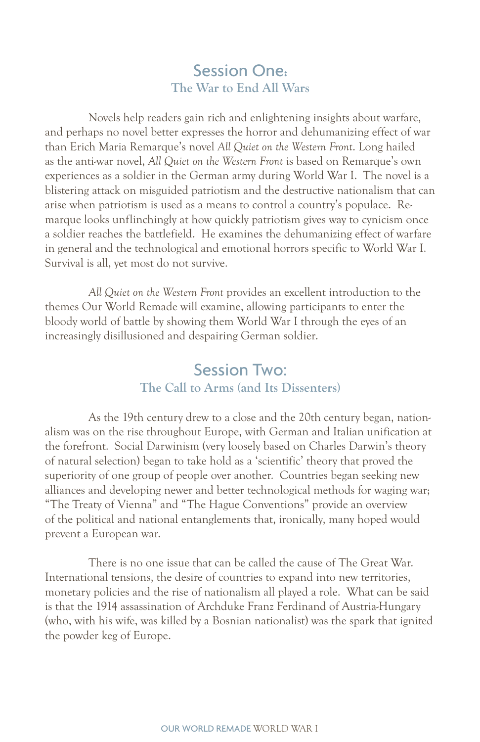## Session One:
### The War to End All Wars

Novels help readers gain rich and enlightening insights about warfare, and perhaps no novel better expresses the horror and dehumanizing effect of war than Erich Maria Remarque's novel *All Quiet on the Western Front*. Long hailed as the anti-war novel, *All Quiet on the Western Front* is based on Remarque's own experiences as a soldier in the German army during World War I. The novel is a blistering attack on misguided patriotism and the destructive nationalism that can arise when patriotism is used as a means to control a country's populace. Remarque looks unflinchingly at how quickly patriotism gives way to cynicism once a soldier reaches the battlefield. He examines the dehumanizing effect of warfare in general and the technological and emotional horrors specific to World War I. Survival is all, yet most do not survive.

*All Quiet on the Western Front* provides an excellent introduction to the themes Our World Remade will examine, allowing participants to enter the bloody world of battle by showing them World War I through the eyes of an increasingly disillusioned and despairing German soldier.

## Session Two:
### The Call to Arms (and Its Dissenters)

As the 19th century drew to a close and the 20th century began, nationalism was on the rise throughout Europe, with German and Italian unification at the forefront. Social Darwinism (very loosely based on Charles Darwin's theory of natural selection) began to take hold as a 'scientific' theory that proved the superiority of one group of people over another. Countries began seeking new alliances and developing newer and better technological methods for waging war; "The Treaty of Vienna" and "The Hague Conventions" provide an overview of the political and national entanglements that, ironically, many hoped would prevent a European war.

There is no one issue that can be called the cause of The Great War. International tensions, the desire of countries to expand into new territories, monetary policies and the rise of nationalism all played a role. What can be said is that the 1914 assassination of Archduke Franz Ferdinand of Austria-Hungary (who, with his wife, was killed by a Bosnian nationalist) was the spark that ignited the powder keg of Europe.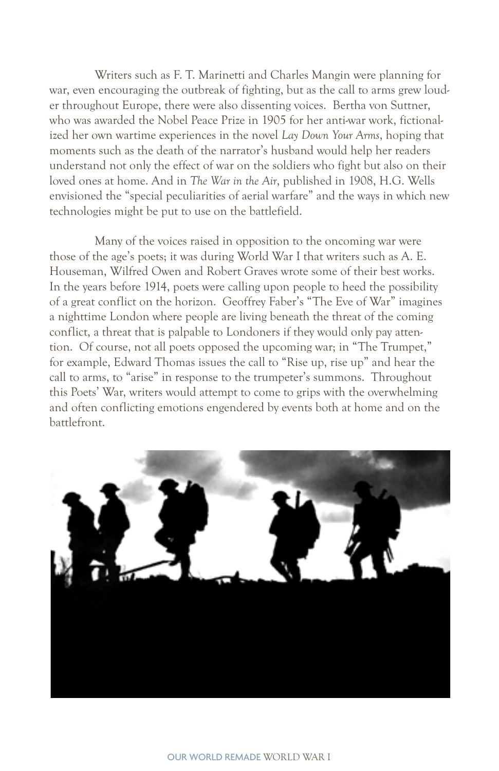Writers such as F. T. Marinetti and Charles Mangin were planning for war, even encouraging the outbreak of fighting, but as the call to arms grew louder throughout Europe, there were also dissenting voices. Bertha von Suttner, who was awarded the Nobel Peace Prize in 1905 for her anti-war work, fictionalized her own wartime experiences in the novel *Lay Down Your Arms*, hoping that moments such as the death of the narrator's husband would help her readers understand not only the effect of war on the soldiers who fight but also on their loved ones at home. And in *The War in the Air*, published in 1908, H.G. Wells envisioned the "special peculiarities of aerial warfare" and the ways in which new technologies might be put to use on the battlefield.

Many of the voices raised in opposition to the oncoming war were those of the age's poets; it was during World War I that writers such as A. E. Houseman, Wilfred Owen and Robert Graves wrote some of their best works. In the years before 1914, poets were calling upon people to heed the possibility of a great conflict on the horizon. Geoffrey Faber's "The Eve of War" imagines a nighttime London where people are living beneath the threat of the coming conflict, a threat that is palpable to Londoners if they would only pay attention. Of course, not all poets opposed the upcoming war; in "The Trumpet," for example, Edward Thomas issues the call to "Rise up, rise up" and hear the call to arms, to "arise" in response to the trumpeter's summons. Throughout this Poets' War, writers would attempt to come to grips with the overwhelming and often conflicting emotions engendered by events both at home and on the battlefront.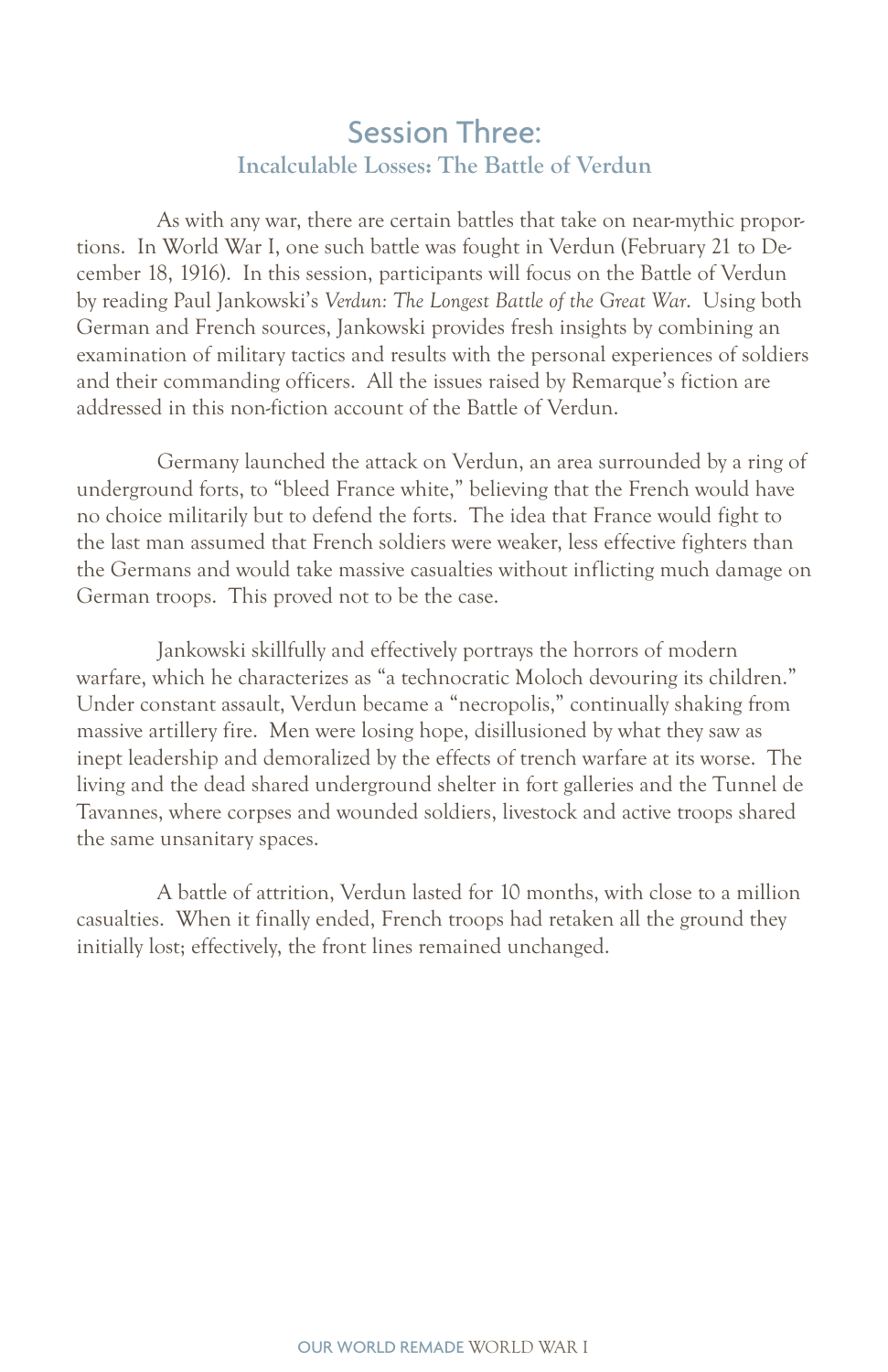# Session Three:

## Incalculable Losses: The Battle of Verdun

As with any war, there are certain battles that take on near-mythic proportions. In World War I, one such battle was fought in Verdun (February 21 to December 18, 1916). In this session, participants will focus on the Battle of Verdun by reading Paul Jankowski's *Verdun: The Longest Battle of the Great War*. Using both German and French sources, Jankowski provides fresh insights by combining an examination of military tactics and results with the personal experiences of soldiers and their commanding officers. All the issues raised by Remarque's fiction are addressed in this non-fiction account of the Battle of Verdun.

Germany launched the attack on Verdun, an area surrounded by a ring of underground forts, to "bleed France white," believing that the French would have no choice militarily but to defend the forts. The idea that France would fight to the last man assumed that French soldiers were weaker, less effective fighters than the Germans and would take massive casualties without inflicting much damage on German troops. This proved not to be the case.

Jankowski skillfully and effectively portrays the horrors of modern warfare, which he characterizes as "a technocratic Moloch devouring its children." Under constant assault, Verdun became a "necropolis," continually shaking from massive artillery fire. Men were losing hope, disillusioned by what they saw as inept leadership and demoralized by the effects of trench warfare at its worse. The living and the dead shared underground shelter in fort galleries and the Tunnel de Tavannes, where corpses and wounded soldiers, livestock and active troops shared the same unsanitary spaces.

A battle of attrition, Verdun lasted for 10 months, with close to a million casualties. When it finally ended, French troops had retaken all the ground they initially lost; effectively, the front lines remained unchanged.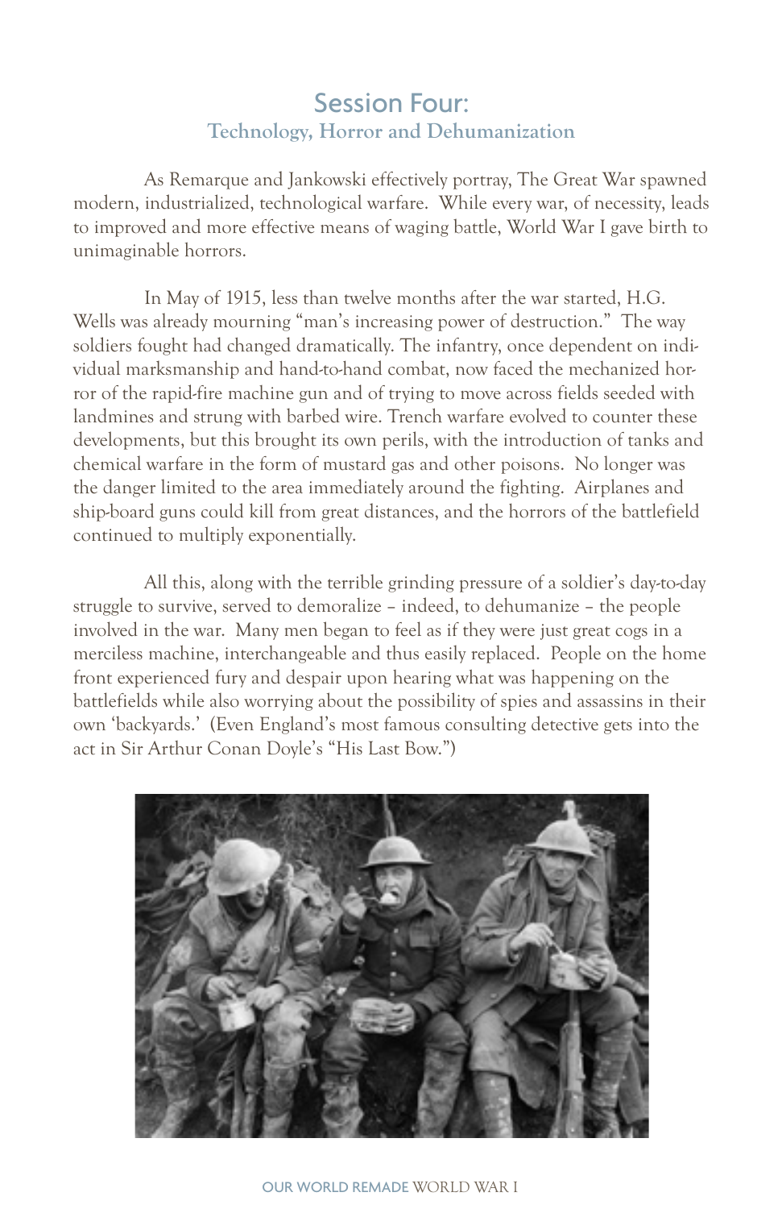# Session Four:

## Technology, Horror and Dehumanization

As Remarque and Jankowski effectively portray, The Great War spawned modern, industrialized, technological warfare. While every war, of necessity, leads to improved and more effective means of waging battle, World War I gave birth to unimaginable horrors.

In May of 1915, less than twelve months after the war started, H.G. Wells was already mourning "man's increasing power of destruction." The way soldiers fought had changed dramatically. The infantry, once dependent on individual marksmanship and hand-to-hand combat, now faced the mechanized horror of the rapid-fire machine gun and of trying to move across fields seeded with landmines and strung with barbed wire. Trench warfare evolved to counter these developments, but this brought its own perils, with the introduction of tanks and chemical warfare in the form of mustard gas and other poisons. No longer was the danger limited to the area immediately around the fighting. Airplanes and ship-board guns could kill from great distances, and the horrors of the battlefield continued to multiply exponentially.

All this, along with the terrible grinding pressure of a soldier's day-to-day struggle to survive, served to demoralize – indeed, to dehumanize – the people involved in the war. Many men began to feel as if they were just great cogs in a merciless machine, interchangeable and thus easily replaced. People on the home front experienced fury and despair upon hearing what was happening on the battlefields while also worrying about the possibility of spies and assassins in their own 'backyards.' (Even England's most famous consulting detective gets into the act in Sir Arthur Conan Doyle's "His Last Bow.")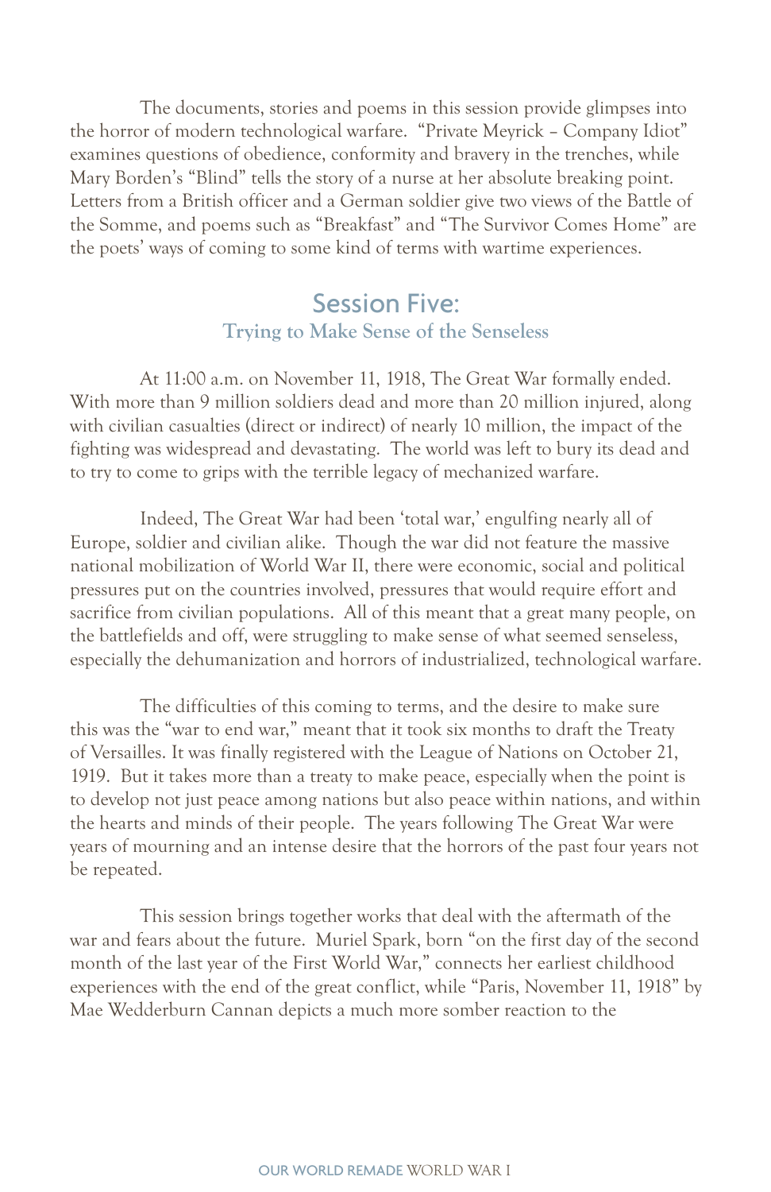The documents, stories and poems in this session provide glimpses into the horror of modern technological warfare. "Private Meyrick – Company Idiot" examines questions of obedience, conformity and bravery in the trenches, while Mary Borden's "Blind" tells the story of a nurse at her absolute breaking point. Letters from a British officer and a German soldier give two views of the Battle of the Somme, and poems such as "Breakfast" and "The Survivor Comes Home" are the poets' ways of coming to some kind of terms with wartime experiences.

## Session Five:
### Trying to Make Sense of the Senseless

At 11:00 a.m. on November 11, 1918, The Great War formally ended. With more than 9 million soldiers dead and more than 20 million injured, along with civilian casualties (direct or indirect) of nearly 10 million, the impact of the fighting was widespread and devastating. The world was left to bury its dead and to try to come to grips with the terrible legacy of mechanized warfare.

Indeed, The Great War had been 'total war,' engulfing nearly all of Europe, soldier and civilian alike. Though the war did not feature the massive national mobilization of World War II, there were economic, social and political pressures put on the countries involved, pressures that would require effort and sacrifice from civilian populations. All of this meant that a great many people, on the battlefields and off, were struggling to make sense of what seemed senseless, especially the dehumanization and horrors of industrialized, technological warfare.

The difficulties of this coming to terms, and the desire to make sure this was the "war to end war," meant that it took six months to draft the Treaty of Versailles. It was finally registered with the League of Nations on October 21, 1919. But it takes more than a treaty to make peace, especially when the point is to develop not just peace among nations but also peace within nations, and within the hearts and minds of their people. The years following The Great War were years of mourning and an intense desire that the horrors of the past four years not be repeated.

This session brings together works that deal with the aftermath of the war and fears about the future. Muriel Spark, born "on the first day of the second month of the last year of the First World War," connects her earliest childhood experiences with the end of the great conflict, while "Paris, November 11, 1918" by Mae Wedderburn Cannan depicts a much more somber reaction to the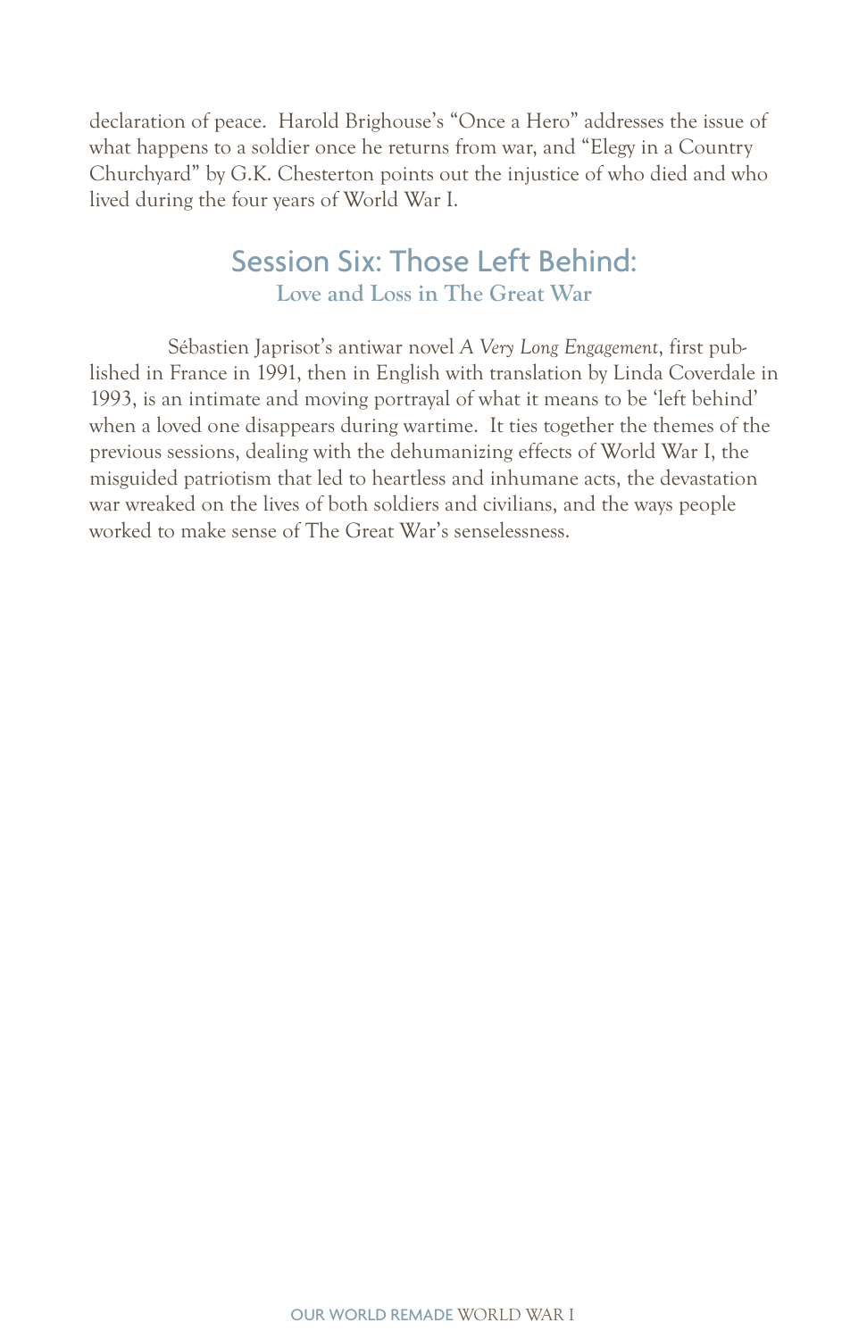declaration of peace. Harold Brighouse's "Once a Hero" addresses the issue of what happens to a soldier once he returns from war, and "Elegy in a Country Churchyard" by G.K. Chesterton points out the injustice of who died and who lived during the four years of World War I.

## Session Six: Those Left Behind:

### Love and Loss in The Great War

Sébastien Japrisot's antiwar novel *A Very Long Engagement*, first published in France in 1991, then in English with translation by Linda Coverdale in 1993, is an intimate and moving portrayal of what it means to be 'left behind' when a loved one disappears during wartime. It ties together the themes of the previous sessions, dealing with the dehumanizing effects of World War I, the misguided patriotism that led to heartless and inhumane acts, the devastation war wreaked on the lives of both soldiers and civilians, and the ways people worked to make sense of The Great War's senselessness.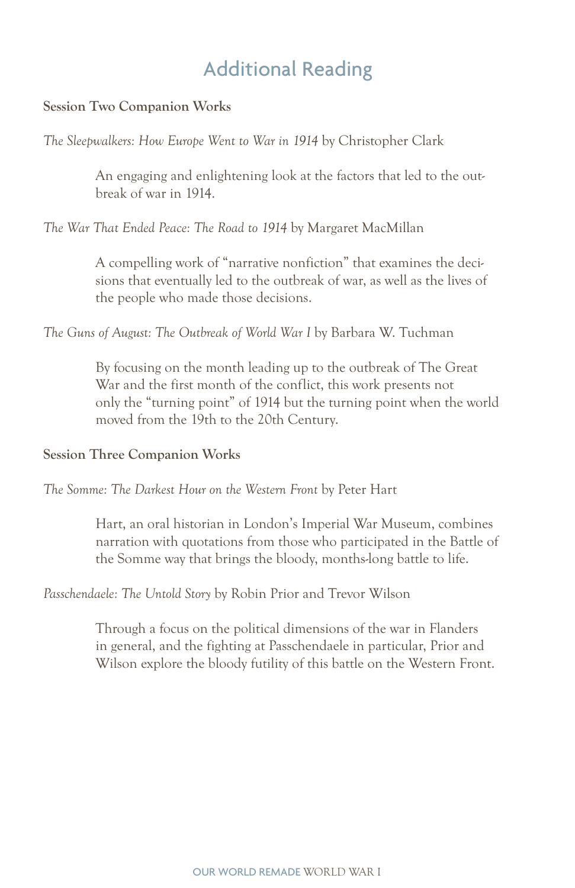# Additional Reading

**Session Two Companion Works**

*The Sleepwalkers: How Europe Went to War in 1914* by Christopher Clark

> An engaging and enlightening look at the factors that led to the outbreak of war in 1914.

*The War That Ended Peace: The Road to 1914* by Margaret MacMillan

> A compelling work of "narrative nonfiction" that examines the decisions that eventually led to the outbreak of war, as well as the lives of the people who made those decisions.

*The Guns of August: The Outbreak of World War I* by Barbara W. Tuchman

> By focusing on the month leading up to the outbreak of The Great War and the first month of the conflict, this work presents not only the "turning point" of 1914 but the turning point when the world moved from the 19th to the 20th Century.

**Session Three Companion Works**

*The Somme: The Darkest Hour on the Western Front* by Peter Hart

> Hart, an oral historian in London's Imperial War Museum, combines narration with quotations from those who participated in the Battle of the Somme way that brings the bloody, months-long battle to life.

*Passchendaele: The Untold Story* by Robin Prior and Trevor Wilson

> Through a focus on the political dimensions of the war in Flanders in general, and the fighting at Passchendaele in particular, Prior and Wilson explore the bloody futility of this battle on the Western Front.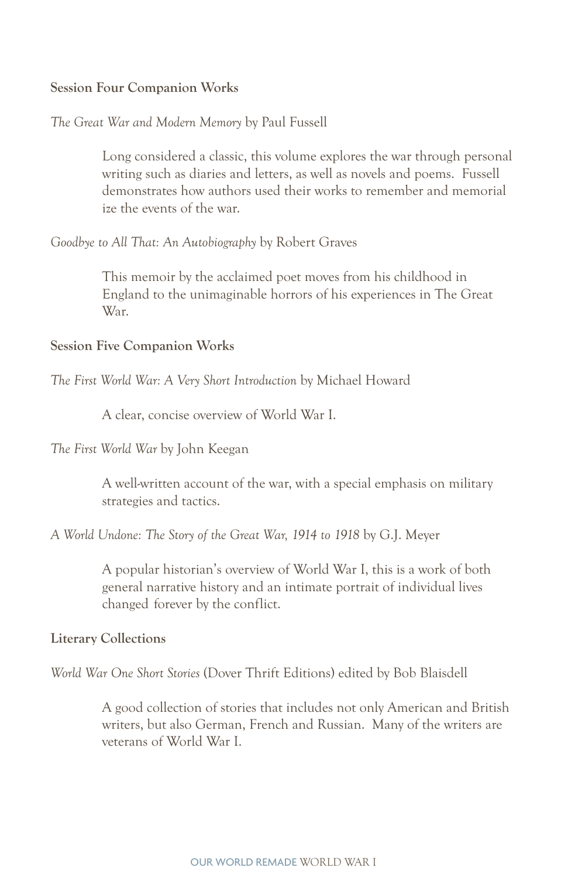**Session Four Companion Works**

*The Great War and Modern Memory* by Paul Fussell

> Long considered a classic, this volume explores the war through personal writing such as diaries and letters, as well as novels and poems. Fussell demonstrates how authors used their works to remember and memorial ize the events of the war.

*Goodbye to All That: An Autobiography* by Robert Graves

> This memoir by the acclaimed poet moves from his childhood in England to the unimaginable horrors of his experiences in The Great War.

**Session Five Companion Works**

*The First World War: A Very Short Introduction* by Michael Howard

> A clear, concise overview of World War I.

*The First World War* by John Keegan

> A well-written account of the war, with a special emphasis on military strategies and tactics.

*A World Undone: The Story of the Great War, 1914 to 1918* by G.J. Meyer

> A popular historian's overview of World War I, this is a work of both general narrative history and an intimate portrait of individual lives changed forever by the conflict.

**Literary Collections**

*World War One Short Stories* (Dover Thrift Editions) edited by Bob Blaisdell

> A good collection of stories that includes not only American and British writers, but also German, French and Russian. Many of the writers are veterans of World War I.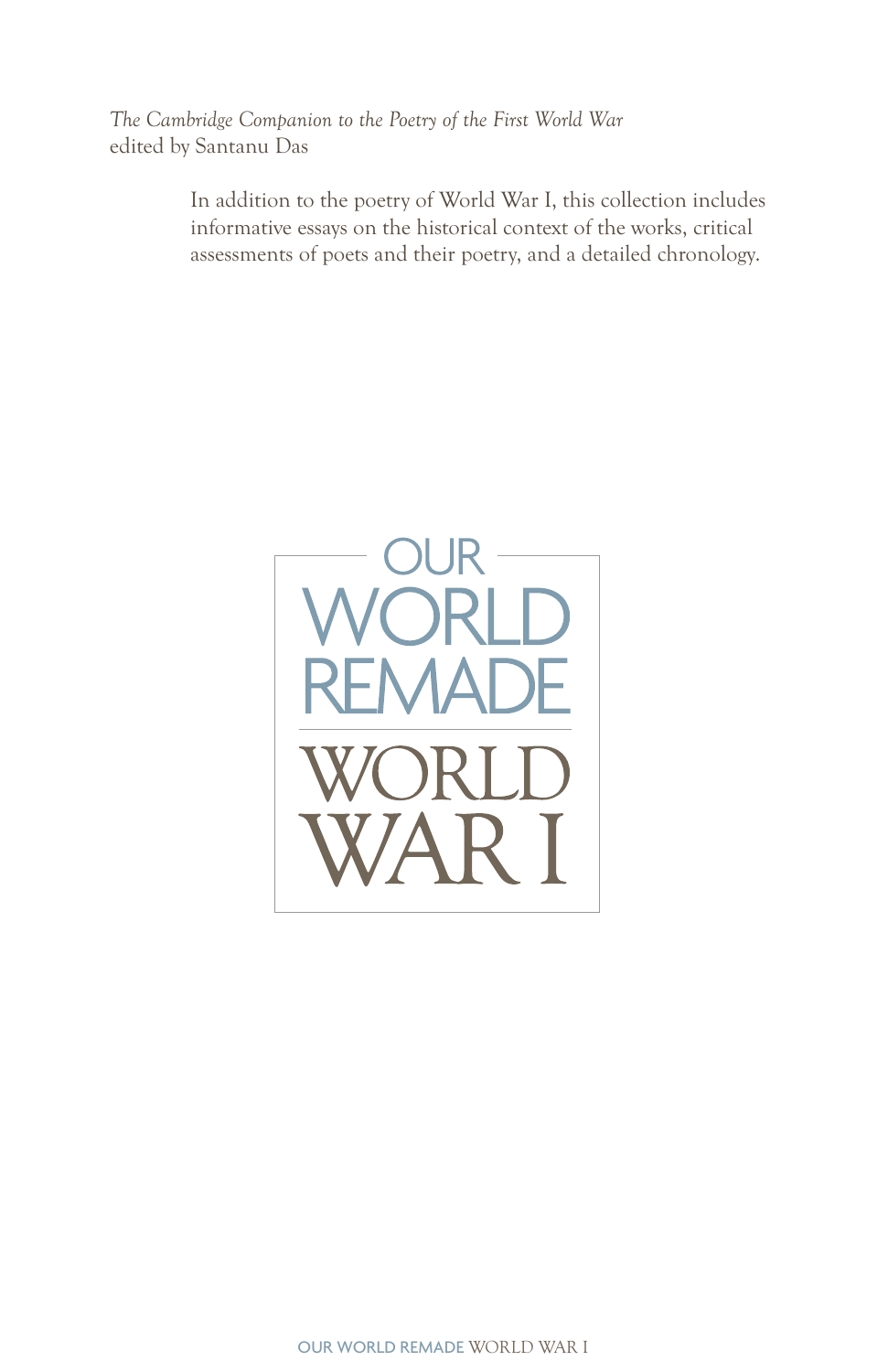*The Cambridge Companion to the Poetry of the First World War*
edited by Santanu Das

In addition to the poetry of World War I, this collection includes informative essays on the historical context of the works, critical assessments of poets and their poetry, and a detailed chronology.

OUR WORLD REMADE

WORLD WAR I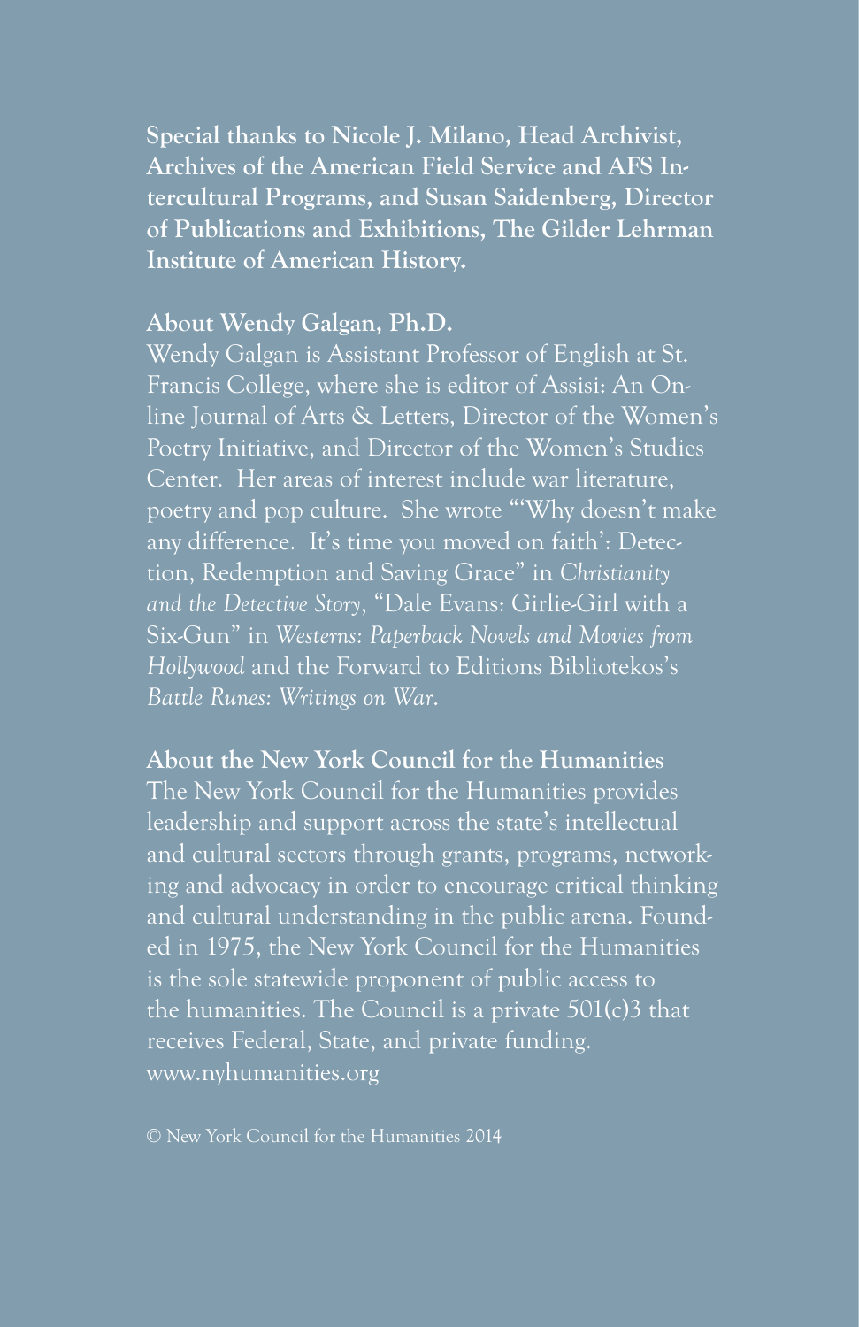**Special thanks to Nicole J. Milano, Head Archivist, Archives of the American Field Service and AFS Intercultural Programs, and Susan Saidenberg, Director of Publications and Exhibitions, The Gilder Lehrman Institute of American History.**

**About Wendy Galgan, Ph.D.**

Wendy Galgan is Assistant Professor of English at St. Francis College, where she is editor of Assisi: An Online Journal of Arts & Letters, Director of the Women's Poetry Initiative, and Director of the Women's Studies Center. Her areas of interest include war literature, poetry and pop culture. She wrote "'Why doesn't make any difference. It's time you moved on faith': Detection, Redemption and Saving Grace" in *Christianity and the Detective Story*, "Dale Evans: Girlie-Girl with a Six-Gun" in *Westerns: Paperback Novels and Movies from Hollywood* and the Forward to Editions Bibliotekos's *Battle Runes: Writings on War*.

**About the New York Council for the Humanities**

The New York Council for the Humanities provides leadership and support across the state's intellectual and cultural sectors through grants, programs, networking and advocacy in order to encourage critical thinking and cultural understanding in the public arena. Founded in 1975, the New York Council for the Humanities is the sole statewide proponent of public access to the humanities. The Council is a private 501(c)3 that receives Federal, State, and private funding.
www.nyhumanities.org

© New York Council for the Humanities 2014